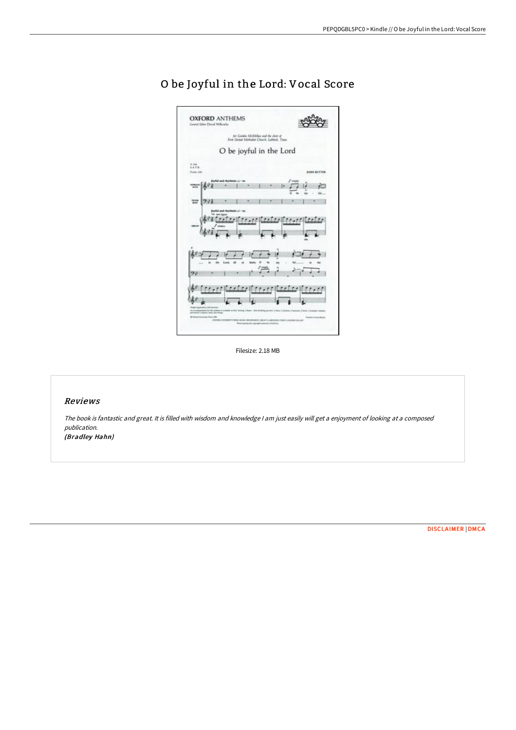# O be Joyful in the Lord: Vocal Score

Filesize: 2.18 MB

## Reviews

*The book is fantastic and great. It is filled with wisdom and knowledge I am just easily will get a enjoyment of looking at a composed publication.*
*(Bradley Hahn)*

DISCLAIMER | DMCA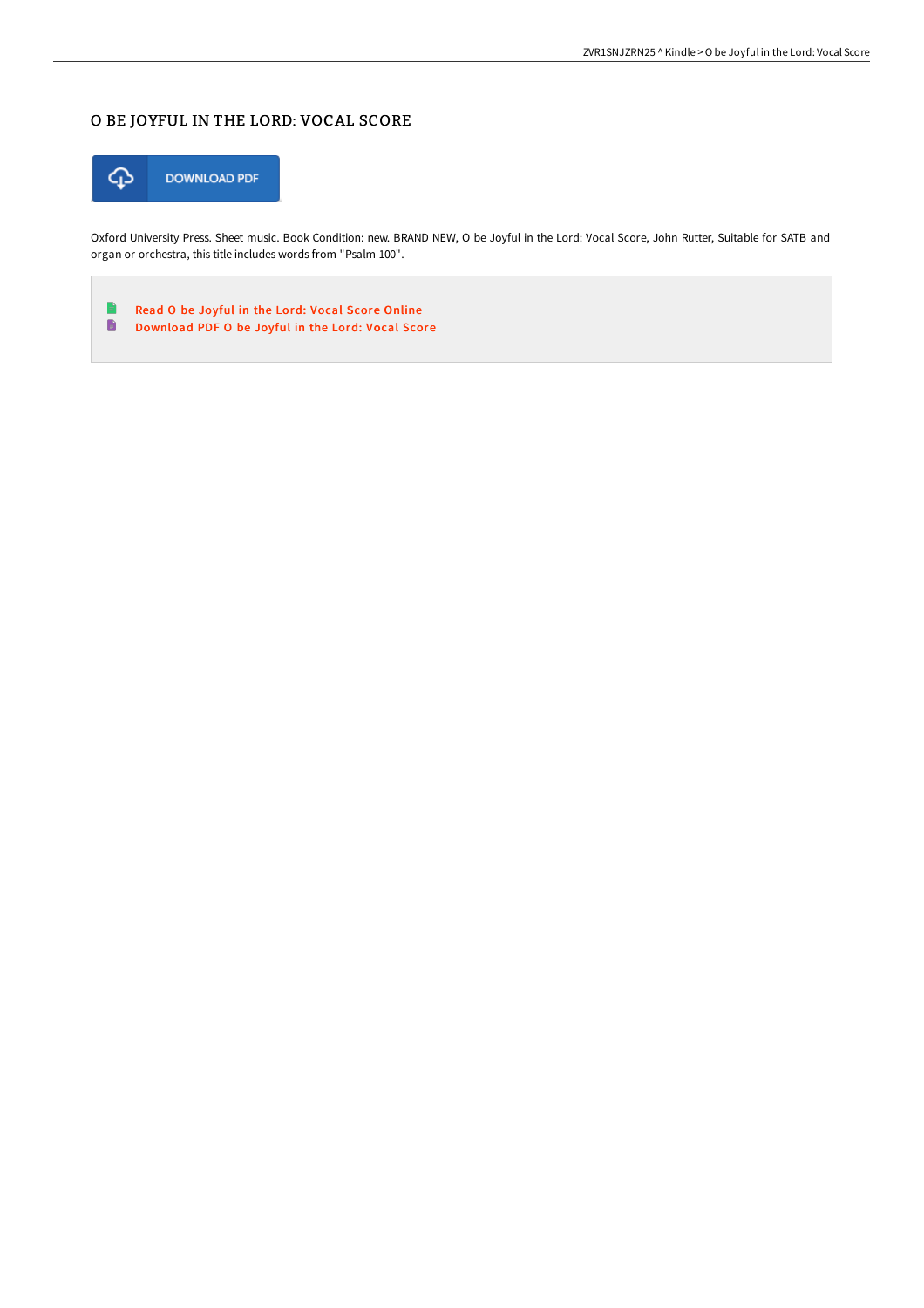# O BE JOYFUL IN THE LORD: VOCAL SCORE

DOWNLOAD PDF

Oxford University Press. Sheet music. Book Condition: new. BRAND NEW, O be Joyful in the Lord: Vocal Score, John Rutter, Suitable for SATB and organ or orchestra, this title includes words from "Psalm 100".

- Read O be Joyful in the Lord: Vocal Score Online
- Download PDF O be Joyful in the Lord: Vocal Score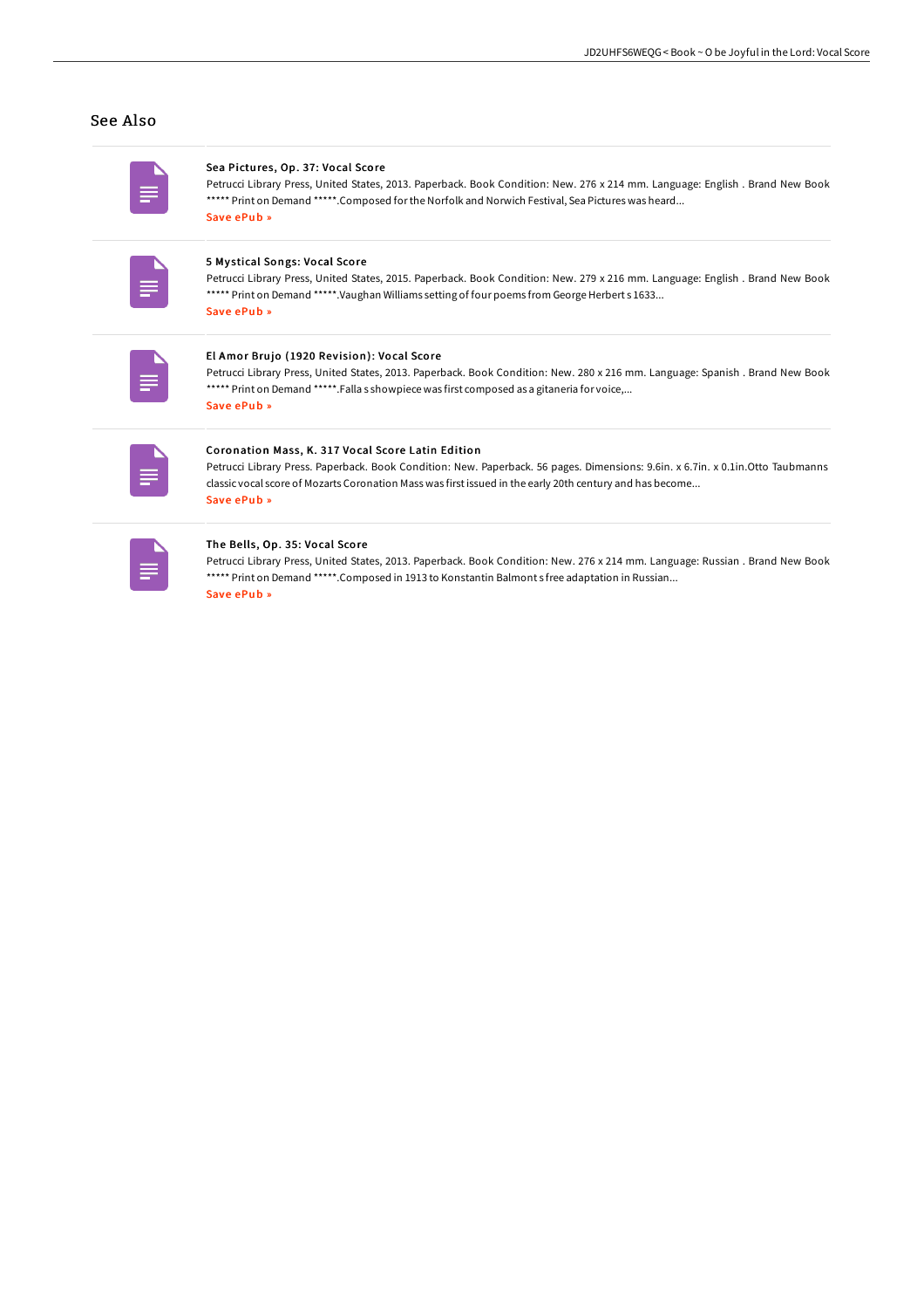## See Also

### Sea Pictures, Op. 37: Vocal Score

Petrucci Library Press, United States, 2013. Paperback. Book Condition: New. 276 x 214 mm. Language: English . Brand New Book ***** Print on Demand *****.Composed for the Norfolk and Norwich Festival, Sea Pictures was heard...

Save ePub »

### 5 Mystical Songs: Vocal Score

Petrucci Library Press, United States, 2015. Paperback. Book Condition: New. 279 x 216 mm. Language: English . Brand New Book ***** Print on Demand *****.Vaughan Williams setting of four poems from George Herbert s 1633...

Save ePub »

### El Amor Brujo (1920 Revision): Vocal Score

Petrucci Library Press, United States, 2013. Paperback. Book Condition: New. 280 x 216 mm. Language: Spanish . Brand New Book ***** Print on Demand *****.Falla s showpiece was first composed as a gitaneria for voice,...

Save ePub »

### Coronation Mass, K. 317 Vocal Score Latin Edition

Petrucci Library Press. Paperback. Book Condition: New. Paperback. 56 pages. Dimensions: 9.6in. x 6.7in. x 0.1in.Otto Taubmanns classic vocal score of Mozarts Coronation Mass was first issued in the early 20th century and has become...

Save ePub »

### The Bells, Op. 35: Vocal Score

Petrucci Library Press, United States, 2013. Paperback. Book Condition: New. 276 x 214 mm. Language: Russian . Brand New Book ***** Print on Demand *****.Composed in 1913 to Konstantin Balmont s free adaptation in Russian...

Save ePub »